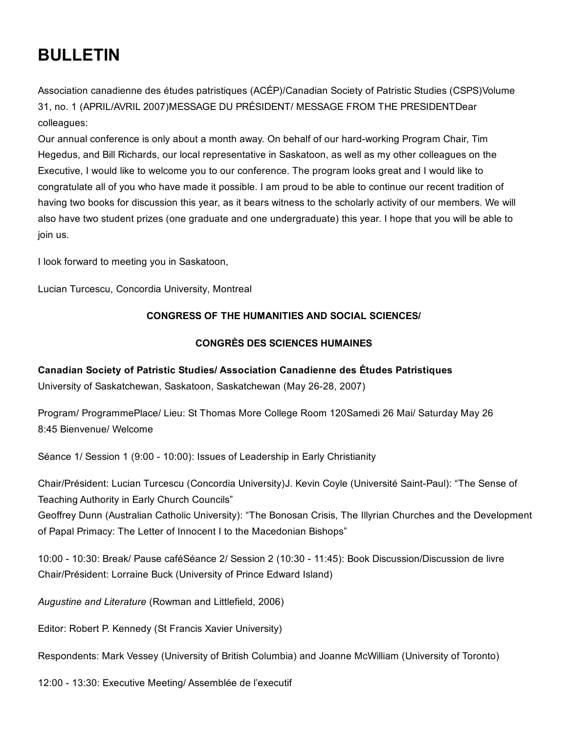# BULLETIN

Association canadienne des études patristiques (ACÉP)/Canadian Society of Patristic Studies (CSPS)Volume 31, no. 1 (APRIL/AVRIL 2007)MESSAGE DU PRÉSIDENT/ MESSAGE FROM THE PRESIDENTDear colleagues:

Our annual conference is only about a month away. On behalf of our hard-working Program Chair, Tim Hegedus, and Bill Richards, our local representative in Saskatoon, as well as my other colleagues on the Executive, I would like to welcome you to our conference. The program looks great and I would like to congratulate all of you who have made it possible. I am proud to be able to continue our recent tradition of having two books for discussion this year, as it bears witness to the scholarly activity of our members. We will also have two student prizes (one graduate and one undergraduate) this year. I hope that you will be able to join us.

I look forward to meeting you in Saskatoon,

Lucian Turcescu, Concordia University, Montreal

**CONGRESS OF THE HUMANITIES AND SOCIAL SCIENCES/**

**CONGRÈS DES SCIENCES HUMAINES**

**Canadian Society of Patristic Studies/ Association Canadienne des Études Patristiques**
University of Saskatchewan, Saskatoon, Saskatchewan (May 26-28, 2007)

Program/ ProgrammePlace/ Lieu: St Thomas More College Room 120Samedi 26 Mai/ Saturday May 26
8:45 Bienvenue/ Welcome

Séance 1/ Session 1 (9:00 - 10:00): Issues of Leadership in Early Christianity

Chair/Président: Lucian Turcescu (Concordia University)J. Kevin Coyle (Université Saint-Paul): "The Sense of Teaching Authority in Early Church Councils"
Geoffrey Dunn (Australian Catholic University): "The Bonosan Crisis, The Illyrian Churches and the Development of Papal Primacy: The Letter of Innocent I to the Macedonian Bishops"

10:00 - 10:30: Break/ Pause caféSéance 2/ Session 2 (10:30 - 11:45): Book Discussion/Discussion de livre
Chair/Président: Lorraine Buck (University of Prince Edward Island)

*Augustine and Literature* (Rowman and Littlefield, 2006)

Editor: Robert P. Kennedy (St Francis Xavier University)

Respondents: Mark Vessey (University of British Columbia) and Joanne McWilliam (University of Toronto)

12:00 - 13:30: Executive Meeting/ Assemblée de l'executif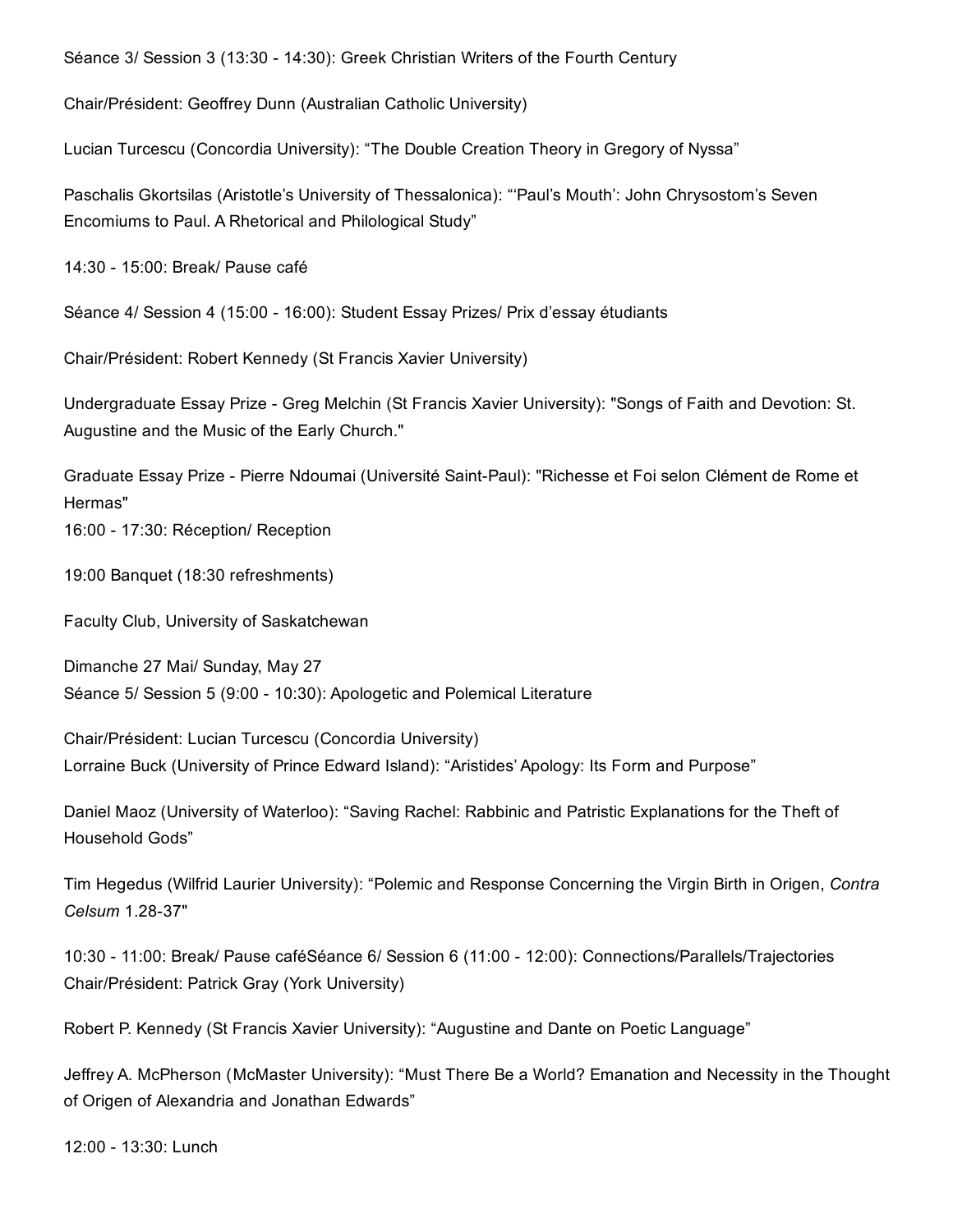Séance 3/ Session 3 (13:30 - 14:30): Greek Christian Writers of the Fourth Century

Chair/Président: Geoffrey Dunn (Australian Catholic University)

Lucian Turcescu (Concordia University): “The Double Creation Theory in Gregory of Nyssa”

Paschalis Gkortsilas (Aristotle’s University of Thessalonica): “‘Paul’s Mouth’: John Chrysostom’s Seven Encomiums to Paul. A Rhetorical and Philological Study”

14:30 - 15:00: Break/ Pause café

Séance 4/ Session 4 (15:00 - 16:00): Student Essay Prizes/ Prix d’essay étudiants

Chair/Président: Robert Kennedy (St Francis Xavier University)

Undergraduate Essay Prize - Greg Melchin (St Francis Xavier University): "Songs of Faith and Devotion: St. Augustine and the Music of the Early Church."

Graduate Essay Prize - Pierre Ndoumai (Université Saint-Paul): "Richesse et Foi selon Clément de Rome et Hermas"

16:00 - 17:30: Réception/ Reception

19:00 Banquet (18:30 refreshments)

Faculty Club, University of Saskatchewan

Dimanche 27 Mai/ Sunday, May 27

Séance 5/ Session 5 (9:00 - 10:30): Apologetic and Polemical Literature

Chair/Président: Lucian Turcescu (Concordia University)

Lorraine Buck (University of Prince Edward Island): “Aristides’ Apology: Its Form and Purpose”

Daniel Maoz (University of Waterloo): “Saving Rachel: Rabbinic and Patristic Explanations for the Theft of Household Gods”

Tim Hegedus (Wilfrid Laurier University): “Polemic and Response Concerning the Virgin Birth in Origen, *Contra Celsum* 1.28-37"

10:30 - 11:00: Break/ Pause café

Séance 6/ Session 6 (11:00 - 12:00): Connections/Parallels/Trajectories

Chair/Président: Patrick Gray (York University)

Robert P. Kennedy (St Francis Xavier University): “Augustine and Dante on Poetic Language”

Jeffrey A. McPherson (McMaster University): “Must There Be a World? Emanation and Necessity in the Thought of Origen of Alexandria and Jonathan Edwards”

12:00 - 13:30: Lunch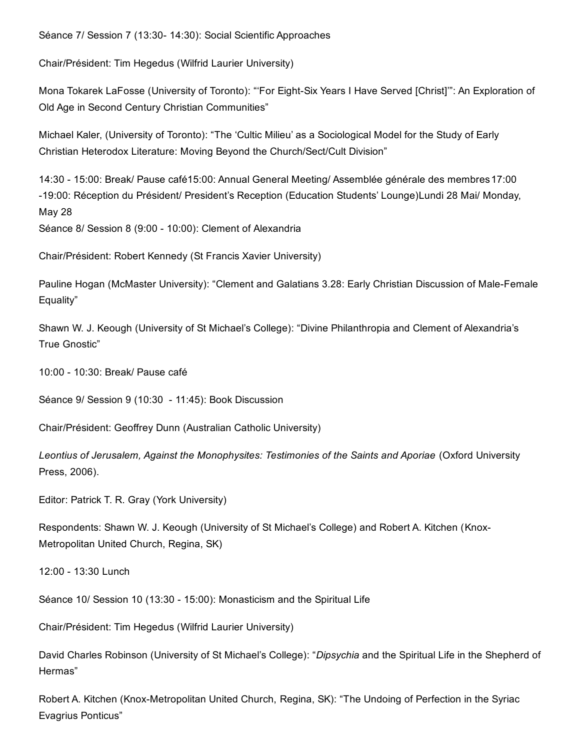Séance 7/ Session 7 (13:30- 14:30): Social Scientific Approaches

Chair/Président: Tim Hegedus (Wilfrid Laurier University)

Mona Tokarek LaFosse (University of Toronto): "'For Eight-Six Years I Have Served [Christ]'": An Exploration of Old Age in Second Century Christian Communities"

Michael Kaler, (University of Toronto): "The 'Cultic Milieu' as a Sociological Model for the Study of Early Christian Heterodox Literature: Moving Beyond the Church/Sect/Cult Division"

14:30 - 15:00: Break/ Pause café15:00: Annual General Meeting/ Assemblée générale des membres 17:00 -19:00: Réception du Président/ President's Reception (Education Students' Lounge)Lundi 28 Mai/ Monday, May 28

Séance 8/ Session 8 (9:00 - 10:00): Clement of Alexandria

Chair/Président: Robert Kennedy (St Francis Xavier University)

Pauline Hogan (McMaster University): "Clement and Galatians 3.28: Early Christian Discussion of Male-Female Equality"

Shawn W. J. Keough (University of St Michael's College): "Divine Philanthropia and Clement of Alexandria's True Gnostic"

10:00 - 10:30: Break/ Pause café

Séance 9/ Session 9 (10:30 - 11:45): Book Discussion

Chair/Président: Geoffrey Dunn (Australian Catholic University)

*Leontius of Jerusalem, Against the Monophysites: Testimonies of the Saints and Aporiae* (Oxford University Press, 2006).

Editor: Patrick T. R. Gray (York University)

Respondents: Shawn W. J. Keough (University of St Michael's College) and Robert A. Kitchen (Knox-Metropolitan United Church, Regina, SK)

12:00 - 13:30 Lunch

Séance 10/ Session 10 (13:30 - 15:00): Monasticism and the Spiritual Life

Chair/Président: Tim Hegedus (Wilfrid Laurier University)

David Charles Robinson (University of St Michael's College): "*Dipsychia* and the Spiritual Life in the Shepherd of Hermas"

Robert A. Kitchen (Knox-Metropolitan United Church, Regina, SK): "The Undoing of Perfection in the Syriac Evagrius Ponticus"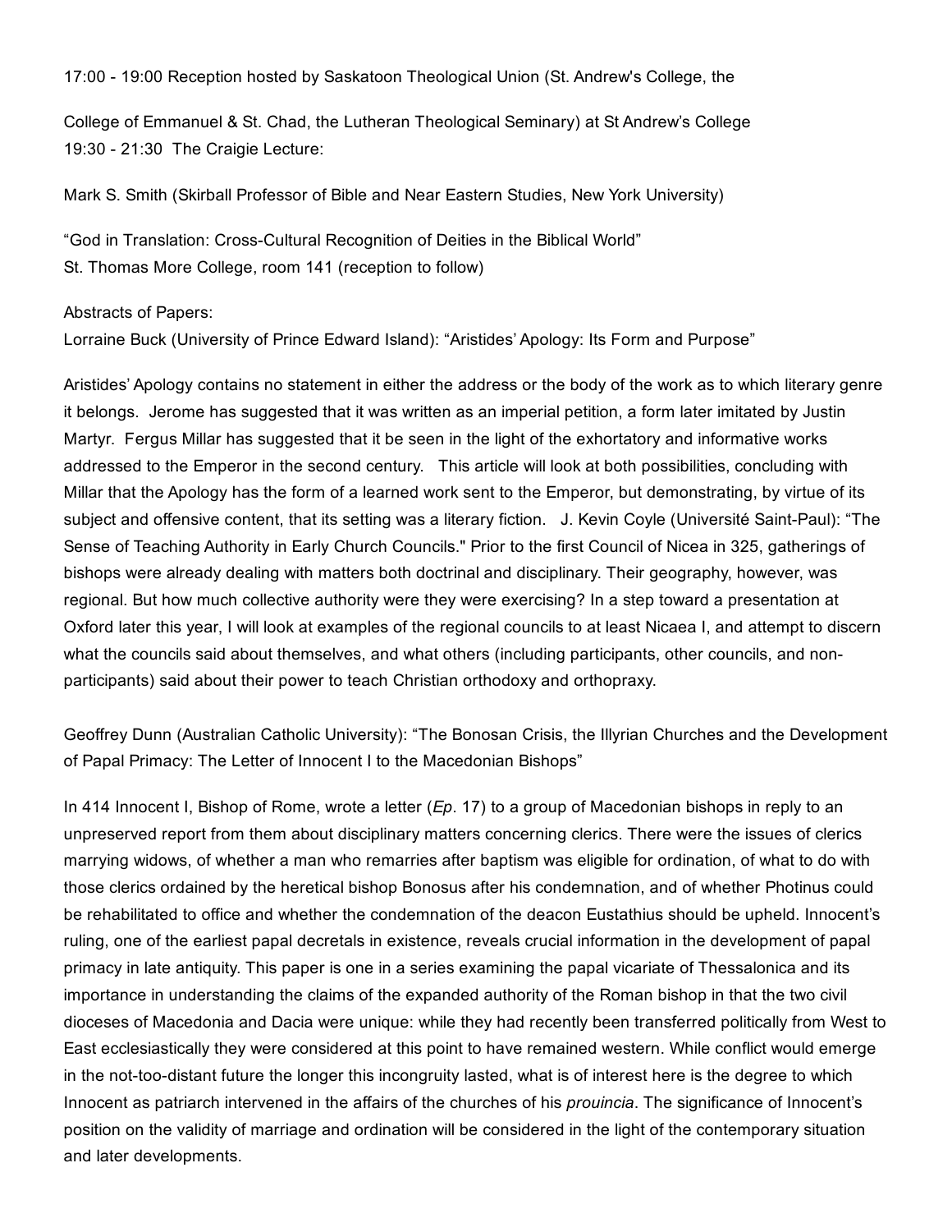17:00 - 19:00 Reception hosted by Saskatoon Theological Union (St. Andrew's College, the

College of Emmanuel & St. Chad, the Lutheran Theological Seminary) at St Andrew's College
19:30 - 21:30 The Craigie Lecture:

Mark S. Smith (Skirball Professor of Bible and Near Eastern Studies, New York University)

"God in Translation: Cross-Cultural Recognition of Deities in the Biblical World"
St. Thomas More College, room 141 (reception to follow)

Abstracts of Papers:
Lorraine Buck (University of Prince Edward Island): "Aristides' Apology: Its Form and Purpose"

Aristides' Apology contains no statement in either the address or the body of the work as to which literary genre it belongs. Jerome has suggested that it was written as an imperial petition, a form later imitated by Justin Martyr. Fergus Millar has suggested that it be seen in the light of the exhortatory and informative works addressed to the Emperor in the second century. This article will look at both possibilities, concluding with Millar that the Apology has the form of a learned work sent to the Emperor, but demonstrating, by virtue of its subject and offensive content, that its setting was a literary fiction. J. Kevin Coyle (Université Saint-Paul): "The Sense of Teaching Authority in Early Church Councils." Prior to the first Council of Nicea in 325, gatherings of bishops were already dealing with matters both doctrinal and disciplinary. Their geography, however, was regional. But how much collective authority were they were exercising? In a step toward a presentation at Oxford later this year, I will look at examples of the regional councils to at least Nicaea I, and attempt to discern what the councils said about themselves, and what others (including participants, other councils, and non-participants) said about their power to teach Christian orthodoxy and orthopraxy.

Geoffrey Dunn (Australian Catholic University): "The Bonosan Crisis, the Illyrian Churches and the Development of Papal Primacy: The Letter of Innocent I to the Macedonian Bishops"

In 414 Innocent I, Bishop of Rome, wrote a letter (*Ep*. 17) to a group of Macedonian bishops in reply to an unpreserved report from them about disciplinary matters concerning clerics. There were the issues of clerics marrying widows, of whether a man who remarries after baptism was eligible for ordination, of what to do with those clerics ordained by the heretical bishop Bonosus after his condemnation, and of whether Photinus could be rehabilitated to office and whether the condemnation of the deacon Eustathius should be upheld. Innocent's ruling, one of the earliest papal decretals in existence, reveals crucial information in the development of papal primacy in late antiquity. This paper is one in a series examining the papal vicariate of Thessalonica and its importance in understanding the claims of the expanded authority of the Roman bishop in that the two civil dioceses of Macedonia and Dacia were unique: while they had recently been transferred politically from West to East ecclesiastically they were considered at this point to have remained western. While conflict would emerge in the not-too-distant future the longer this incongruity lasted, what is of interest here is the degree to which Innocent as patriarch intervened in the affairs of the churches of his *prouincia*. The significance of Innocent's position on the validity of marriage and ordination will be considered in the light of the contemporary situation and later developments.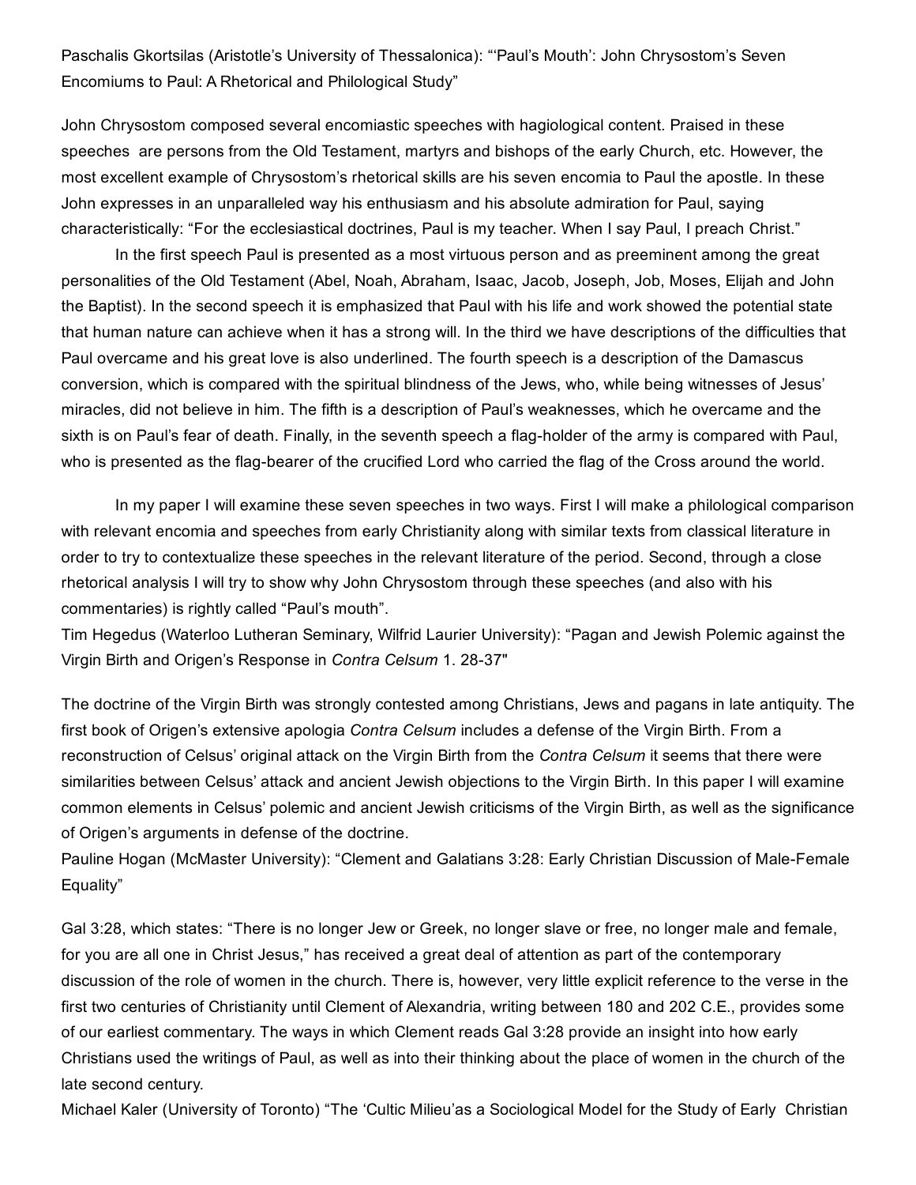Paschalis Gkortsilas (Aristotle's University of Thessalonica): "'Paul's Mouth': John Chrysostom's Seven Encomiums to Paul: A Rhetorical and Philological Study"

John Chrysostom composed several encomiastic speeches with hagiological content. Praised in these speeches are persons from the Old Testament, martyrs and bishops of the early Church, etc. However, the most excellent example of Chrysostom's rhetorical skills are his seven encomia to Paul the apostle. In these John expresses in an unparalleled way his enthusiasm and his absolute admiration for Paul, saying characteristically: "For the ecclesiastical doctrines, Paul is my teacher. When I say Paul, I preach Christ."

In the first speech Paul is presented as a most virtuous person and as preeminent among the great personalities of the Old Testament (Abel, Noah, Abraham, Isaac, Jacob, Joseph, Job, Moses, Elijah and John the Baptist). In the second speech it is emphasized that Paul with his life and work showed the potential state that human nature can achieve when it has a strong will. In the third we have descriptions of the difficulties that Paul overcame and his great love is also underlined. The fourth speech is a description of the Damascus conversion, which is compared with the spiritual blindness of the Jews, who, while being witnesses of Jesus' miracles, did not believe in him. The fifth is a description of Paul's weaknesses, which he overcame and the sixth is on Paul's fear of death. Finally, in the seventh speech a flag-holder of the army is compared with Paul, who is presented as the flag-bearer of the crucified Lord who carried the flag of the Cross around the world.

In my paper I will examine these seven speeches in two ways. First I will make a philological comparison with relevant encomia and speeches from early Christianity along with similar texts from classical literature in order to try to contextualize these speeches in the relevant literature of the period. Second, through a close rhetorical analysis I will try to show why John Chrysostom through these speeches (and also with his commentaries) is rightly called "Paul's mouth".

Tim Hegedus (Waterloo Lutheran Seminary, Wilfrid Laurier University): "Pagan and Jewish Polemic against the Virgin Birth and Origen's Response in *Contra Celsum* 1. 28-37"

The doctrine of the Virgin Birth was strongly contested among Christians, Jews and pagans in late antiquity. The first book of Origen's extensive apologia *Contra Celsum* includes a defense of the Virgin Birth. From a reconstruction of Celsus' original attack on the Virgin Birth from the *Contra Celsum* it seems that there were similarities between Celsus' attack and ancient Jewish objections to the Virgin Birth. In this paper I will examine common elements in Celsus' polemic and ancient Jewish criticisms of the Virgin Birth, as well as the significance of Origen's arguments in defense of the doctrine.

Pauline Hogan (McMaster University): "Clement and Galatians 3:28: Early Christian Discussion of Male-Female Equality"

Gal 3:28, which states: "There is no longer Jew or Greek, no longer slave or free, no longer male and female, for you are all one in Christ Jesus," has received a great deal of attention as part of the contemporary discussion of the role of women in the church. There is, however, very little explicit reference to the verse in the first two centuries of Christianity until Clement of Alexandria, writing between 180 and 202 C.E., provides some of our earliest commentary. The ways in which Clement reads Gal 3:28 provide an insight into how early Christians used the writings of Paul, as well as into their thinking about the place of women in the church of the late second century.

Michael Kaler (University of Toronto) "The 'Cultic Milieu'as a Sociological Model for the Study of Early Christian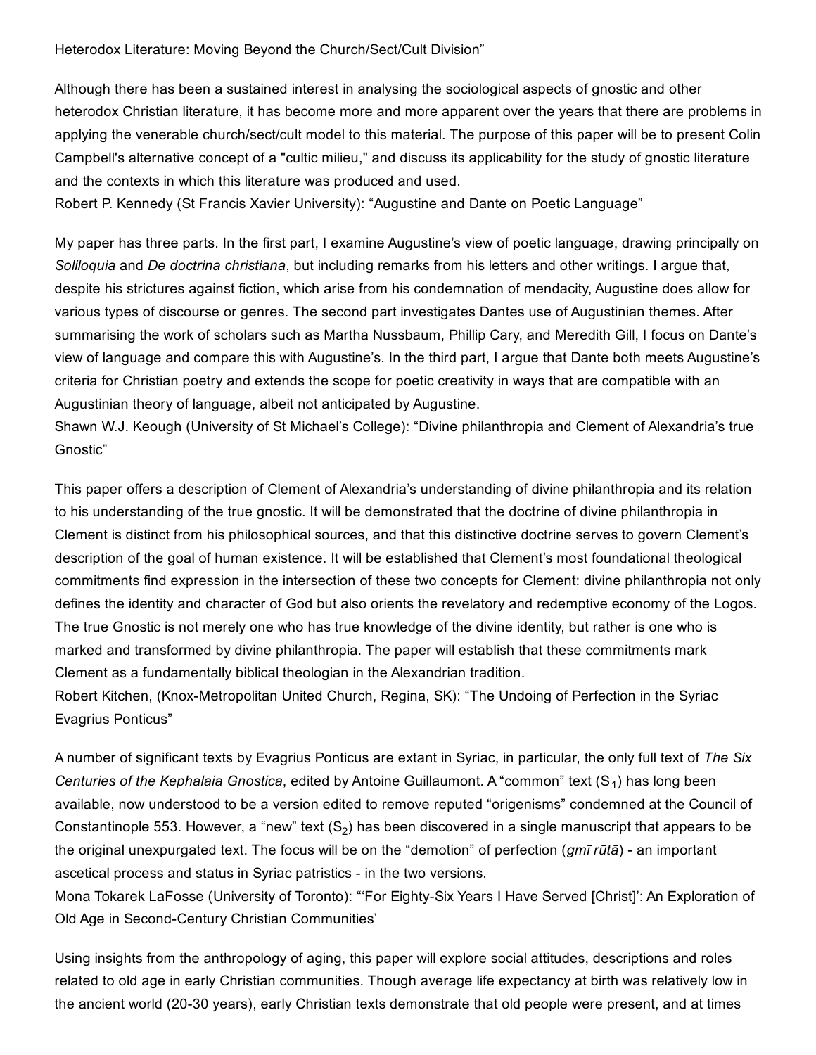Heterodox Literature: Moving Beyond the Church/Sect/Cult Division"

Although there has been a sustained interest in analysing the sociological aspects of gnostic and other heterodox Christian literature, it has become more and more apparent over the years that there are problems in applying the venerable church/sect/cult model to this material. The purpose of this paper will be to present Colin Campbell's alternative concept of a "cultic milieu," and discuss its applicability for the study of gnostic literature and the contexts in which this literature was produced and used.

Robert P. Kennedy (St Francis Xavier University): "Augustine and Dante on Poetic Language"

My paper has three parts. In the first part, I examine Augustine's view of poetic language, drawing principally on *Soliloquia* and *De doctrina christiana*, but including remarks from his letters and other writings. I argue that, despite his strictures against fiction, which arise from his condemnation of mendacity, Augustine does allow for various types of discourse or genres. The second part investigates Dantes use of Augustinian themes. After summarising the work of scholars such as Martha Nussbaum, Phillip Cary, and Meredith Gill, I focus on Dante's view of language and compare this with Augustine's. In the third part, I argue that Dante both meets Augustine's criteria for Christian poetry and extends the scope for poetic creativity in ways that are compatible with an Augustinian theory of language, albeit not anticipated by Augustine.

Shawn W.J. Keough (University of St Michael's College): "Divine philanthropia and Clement of Alexandria's true Gnostic"

This paper offers a description of Clement of Alexandria's understanding of divine philanthropia and its relation to his understanding of the true gnostic. It will be demonstrated that the doctrine of divine philanthropia in Clement is distinct from his philosophical sources, and that this distinctive doctrine serves to govern Clement's description of the goal of human existence. It will be established that Clement's most foundational theological commitments find expression in the intersection of these two concepts for Clement: divine philanthropia not only defines the identity and character of God but also orients the revelatory and redemptive economy of the Logos. The true Gnostic is not merely one who has true knowledge of the divine identity, but rather is one who is marked and transformed by divine philanthropia. The paper will establish that these commitments mark Clement as a fundamentally biblical theologian in the Alexandrian tradition.

Robert Kitchen, (Knox-Metropolitan United Church, Regina, SK): "The Undoing of Perfection in the Syriac Evagrius Ponticus"

A number of significant texts by Evagrius Ponticus are extant in Syriac, in particular, the only full text of *The Six Centuries of the Kephalaia Gnostica*, edited by Antoine Guillaumont. A "common" text ($S_1$) has long been available, now understood to be a version edited to remove reputed "origenisms" condemned at the Council of Constantinople 553. However, a "new" text ($S_2$) has been discovered in a single manuscript that appears to be the original unexpurgated text. The focus will be on the "demotion" of perfection (*gmī rūtā*) - an important ascetical process and status in Syriac patristics - in the two versions.

Mona Tokarek LaFosse (University of Toronto): "'For Eighty-Six Years I Have Served [Christ]': An Exploration of Old Age in Second-Century Christian Communities'

Using insights from the anthropology of aging, this paper will explore social attitudes, descriptions and roles related to old age in early Christian communities. Though average life expectancy at birth was relatively low in the ancient world (20-30 years), early Christian texts demonstrate that old people were present, and at times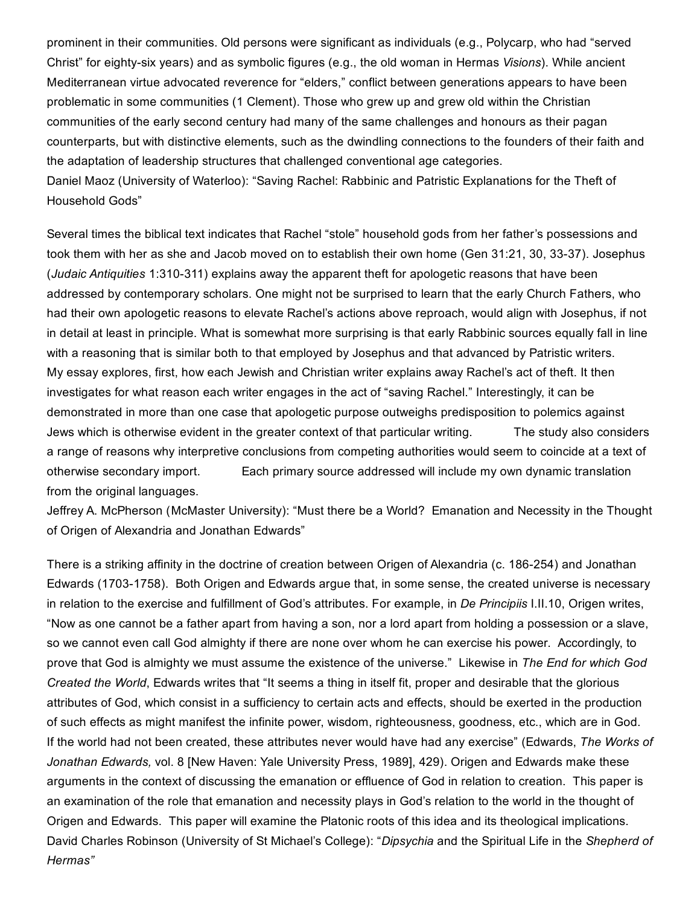prominent in their communities. Old persons were significant as individuals (e.g., Polycarp, who had "served Christ" for eighty-six years) and as symbolic figures (e.g., the old woman in Hermas *Visions*). While ancient Mediterranean virtue advocated reverence for "elders," conflict between generations appears to have been problematic in some communities (1 Clement). Those who grew up and grew old within the Christian communities of the early second century had many of the same challenges and honours as their pagan counterparts, but with distinctive elements, such as the dwindling connections to the founders of their faith and the adaptation of leadership structures that challenged conventional age categories.

Daniel Maoz (University of Waterloo): "Saving Rachel: Rabbinic and Patristic Explanations for the Theft of Household Gods"

Several times the biblical text indicates that Rachel "stole" household gods from her father's possessions and took them with her as she and Jacob moved on to establish their own home (Gen 31:21, 30, 33-37). Josephus (*Judaic Antiquities* 1:310-311) explains away the apparent theft for apologetic reasons that have been addressed by contemporary scholars. One might not be surprised to learn that the early Church Fathers, who had their own apologetic reasons to elevate Rachel's actions above reproach, would align with Josephus, if not in detail at least in principle. What is somewhat more surprising is that early Rabbinic sources equally fall in line with a reasoning that is similar both to that employed by Josephus and that advanced by Patristic writers. My essay explores, first, how each Jewish and Christian writer explains away Rachel's act of theft. It then investigates for what reason each writer engages in the act of "saving Rachel." Interestingly, it can be demonstrated in more than one case that apologetic purpose outweighs predisposition to polemics against Jews which is otherwise evident in the greater context of that particular writing. The study also considers a range of reasons why interpretive conclusions from competing authorities would seem to coincide at a text of otherwise secondary import. Each primary source addressed will include my own dynamic translation from the original languages.

Jeffrey A. McPherson (McMaster University): "Must there be a World? Emanation and Necessity in the Thought of Origen of Alexandria and Jonathan Edwards"

There is a striking affinity in the doctrine of creation between Origen of Alexandria (c. 186-254) and Jonathan Edwards (1703-1758). Both Origen and Edwards argue that, in some sense, the created universe is necessary in relation to the exercise and fulfillment of God's attributes. For example, in *De Principiis* I.II.10, Origen writes, "Now as one cannot be a father apart from having a son, nor a lord apart from holding a possession or a slave, so we cannot even call God almighty if there are none over whom he can exercise his power. Accordingly, to prove that God is almighty we must assume the existence of the universe." Likewise in *The End for which God Created the World*, Edwards writes that "It seems a thing in itself fit, proper and desirable that the glorious attributes of God, which consist in a sufficiency to certain acts and effects, should be exerted in the production of such effects as might manifest the infinite power, wisdom, righteousness, goodness, etc., which are in God. If the world had not been created, these attributes never would have had any exercise" (Edwards, *The Works of Jonathan Edwards,* vol. 8 [New Haven: Yale University Press, 1989], 429). Origen and Edwards make these arguments in the context of discussing the emanation or effluence of God in relation to creation. This paper is an examination of the role that emanation and necessity plays in God's relation to the world in the thought of Origen and Edwards. This paper will examine the Platonic roots of this idea and its theological implications.

David Charles Robinson (University of St Michael's College): "*Dipsychia* and the Spiritual Life in the *Shepherd of Hermas"*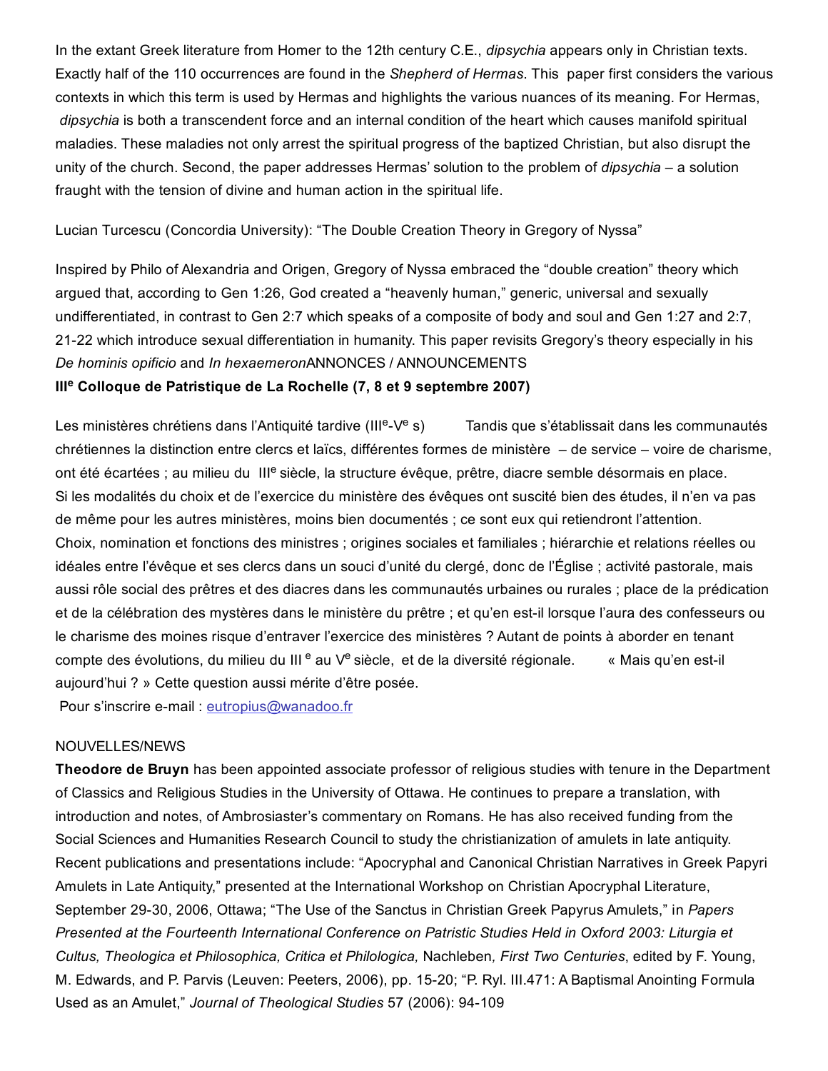In the extant Greek literature from Homer to the 12th century C.E., *dipsychia* appears only in Christian texts. Exactly half of the 110 occurrences are found in the *Shepherd of Hermas*. This paper first considers the various contexts in which this term is used by Hermas and highlights the various nuances of its meaning. For Hermas, *dipsychia* is both a transcendent force and an internal condition of the heart which causes manifold spiritual maladies. These maladies not only arrest the spiritual progress of the baptized Christian, but also disrupt the unity of the church. Second, the paper addresses Hermas' solution to the problem of *dipsychia* – a solution fraught with the tension of divine and human action in the spiritual life.

Lucian Turcescu (Concordia University): "The Double Creation Theory in Gregory of Nyssa"

Inspired by Philo of Alexandria and Origen, Gregory of Nyssa embraced the "double creation" theory which argued that, according to Gen 1:26, God created a "heavenly human," generic, universal and sexually undifferentiated, in contrast to Gen 2:7 which speaks of a composite of body and soul and Gen 1:27 and 2:7, 21-22 which introduce sexual differentiation in humanity. This paper revisits Gregory's theory especially in his *De hominis opificio* and *In hexaemeron*ANNONCES / ANNOUNCEMENTS

**III^e Colloque de Patristique de La Rochelle (7, 8 et 9 septembre 2007)**

Les ministères chrétiens dans l'Antiquité tardive (III^e-V^e s) Tandis que s'établissait dans les communautés chrétiennes la distinction entre clercs et laïcs, différentes formes de ministère – de service – voire de charisme, ont été écartées ; au milieu du III^e siècle, la structure évêque, prêtre, diacre semble désormais en place. Si les modalités du choix et de l'exercice du ministère des évêques ont suscité bien des études, il n'en va pas de même pour les autres ministères, moins bien documentés ; ce sont eux qui retiendront l'attention. Choix, nomination et fonctions des ministres ; origines sociales et familiales ; hiérarchie et relations réelles ou idéales entre l'évêque et ses clercs dans un souci d'unité du clergé, donc de l'Église ; activité pastorale, mais aussi rôle social des prêtres et des diacres dans les communautés urbaines ou rurales ; place de la prédication et de la célébration des mystères dans le ministère du prêtre ; et qu'en est-il lorsque l'aura des confesseurs ou le charisme des moines risque d'entraver l'exercice des ministères ? Autant de points à aborder en tenant compte des évolutions, du milieu du III^e au V^e siècle, et de la diversité régionale. « Mais qu'en est-il aujourd'hui ? » Cette question aussi mérite d'être posée.

Pour s'inscrire e-mail : eutropius@wanadoo.fr

NOUVELLES/NEWS

**Theodore de Bruyn** has been appointed associate professor of religious studies with tenure in the Department of Classics and Religious Studies in the University of Ottawa. He continues to prepare a translation, with introduction and notes, of Ambrosiaster's commentary on Romans. He has also received funding from the Social Sciences and Humanities Research Council to study the christianization of amulets in late antiquity. Recent publications and presentations include: "Apocryphal and Canonical Christian Narratives in Greek Papyri Amulets in Late Antiquity," presented at the International Workshop on Christian Apocryphal Literature, September 29-30, 2006, Ottawa; "The Use of the Sanctus in Christian Greek Papyrus Amulets," in *Papers Presented at the Fourteenth International Conference on Patristic Studies Held in Oxford 2003: Liturgia et Cultus, Theologica et Philosophica, Critica et Philologica,* Nachleben*, First Two Centuries*, edited by F. Young, M. Edwards, and P. Parvis (Leuven: Peeters, 2006), pp. 15-20; "P. Ryl. III.471: A Baptismal Anointing Formula Used as an Amulet," *Journal of Theological Studies* 57 (2006): 94-109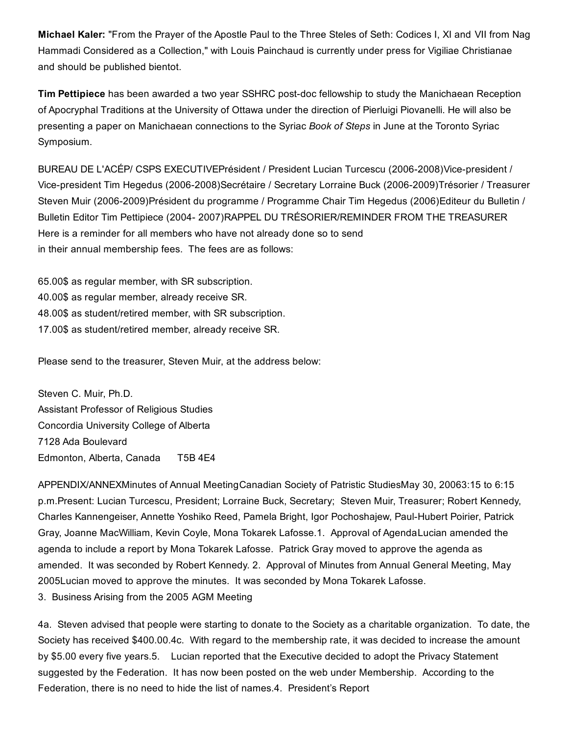**Michael Kaler:** "From the Prayer of the Apostle Paul to the Three Steles of Seth: Codices I, XI and VII from Nag Hammadi Considered as a Collection," with Louis Painchaud is currently under press for Vigiliae Christianae and should be published bientot.

**Tim Pettipiece** has been awarded a two year SSHRC post-doc fellowship to study the Manichaean Reception of Apocryphal Traditions at the University of Ottawa under the direction of Pierluigi Piovanelli. He will also be presenting a paper on Manichaean connections to the Syriac *Book of Steps* in June at the Toronto Syriac Symposium.

BUREAU DE L'ACÉP/ CSPS EXECUTIVEPrésident / President Lucian Turcescu (2006-2008)Vice-president / Vice-president Tim Hegedus (2006-2008)Secrétaire / Secretary Lorraine Buck (2006-2009)Trésorier / Treasurer Steven Muir (2006-2009)Président du programme / Programme Chair Tim Hegedus (2006)Editeur du Bulletin / Bulletin Editor Tim Pettipiece (2004- 2007)RAPPEL DU TRÉSORIER/REMINDER FROM THE TREASURER Here is a reminder for all members who have not already done so to send in their annual membership fees. The fees are as follows:

65.00$ as regular member, with SR subscription.
40.00$ as regular member, already receive SR.
48.00$ as student/retired member, with SR subscription.
17.00$ as student/retired member, already receive SR.

Please send to the treasurer, Steven Muir, at the address below:

Steven C. Muir, Ph.D.
Assistant Professor of Religious Studies
Concordia University College of Alberta
7128 Ada Boulevard
Edmonton, Alberta, Canada T5B 4E4

APPENDIX/ANNEXMinutes of Annual MeetingCanadian Society of Patristic StudiesMay 30, 20063:15 to 6:15 p.m.Present: Lucian Turcescu, President; Lorraine Buck, Secretary; Steven Muir, Treasurer; Robert Kennedy, Charles Kannengeiser, Annette Yoshiko Reed, Pamela Bright, Igor Pochoshajew, Paul-Hubert Poirier, Patrick Gray, Joanne MacWilliam, Kevin Coyle, Mona Tokarek Lafosse.1. Approval of AgendaLucian amended the agenda to include a report by Mona Tokarek Lafosse. Patrick Gray moved to approve the agenda as amended. It was seconded by Robert Kennedy. 2. Approval of Minutes from Annual General Meeting, May 2005Lucian moved to approve the minutes. It was seconded by Mona Tokarek Lafosse.
3. Business Arising from the 2005 AGM Meeting

4a. Steven advised that people were starting to donate to the Society as a charitable organization. To date, the Society has received $400.00.4c. With regard to the membership rate, it was decided to increase the amount by $5.00 every five years.5. Lucian reported that the Executive decided to adopt the Privacy Statement suggested by the Federation. It has now been posted on the web under Membership. According to the Federation, there is no need to hide the list of names.4. President's Report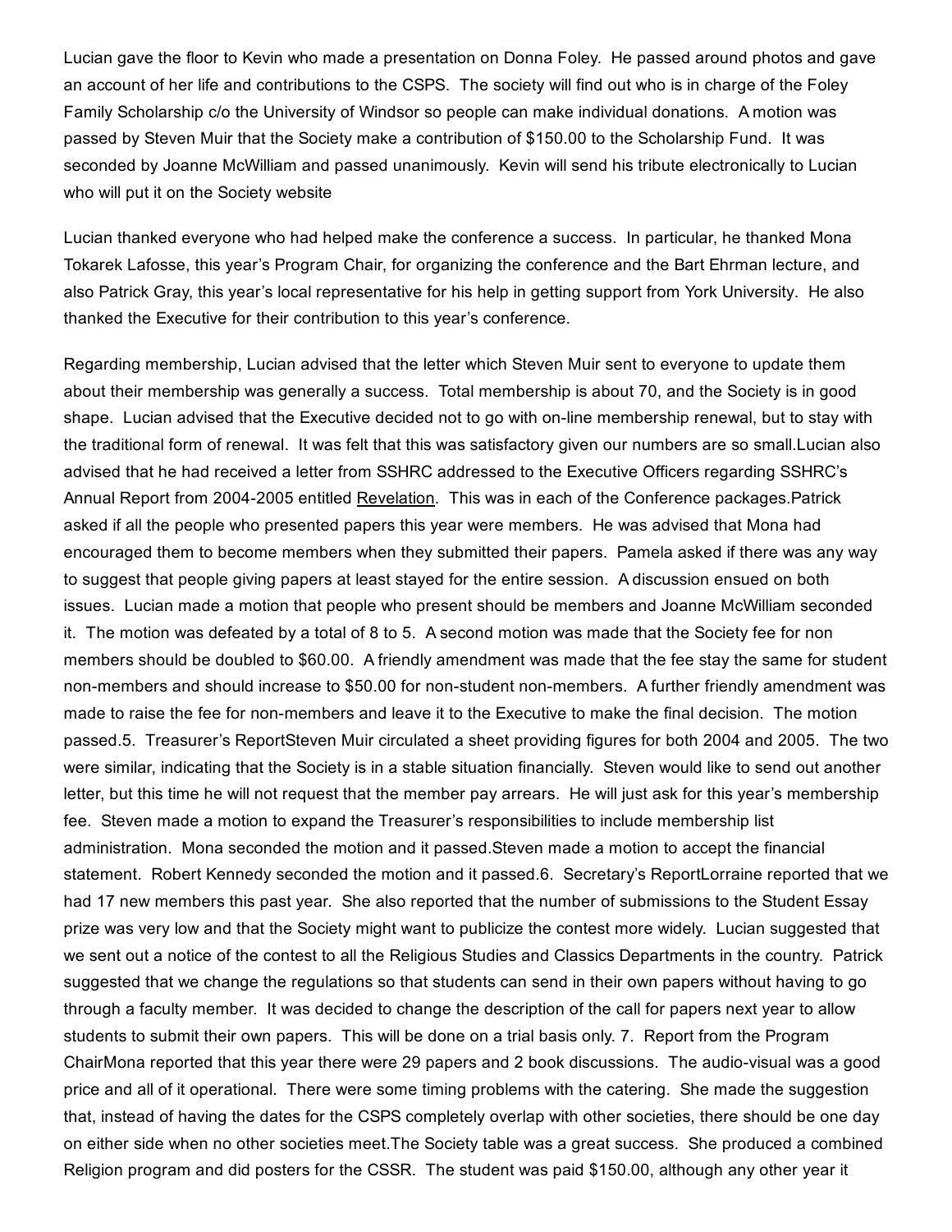Lucian gave the floor to Kevin who made a presentation on Donna Foley. He passed around photos and gave an account of her life and contributions to the CSPS. The society will find out who is in charge of the Foley Family Scholarship c/o the University of Windsor so people can make individual donations. A motion was passed by Steven Muir that the Society make a contribution of $150.00 to the Scholarship Fund. It was seconded by Joanne McWilliam and passed unanimously. Kevin will send his tribute electronically to Lucian who will put it on the Society website

Lucian thanked everyone who had helped make the conference a success. In particular, he thanked Mona Tokarek Lafosse, this year's Program Chair, for organizing the conference and the Bart Ehrman lecture, and also Patrick Gray, this year's local representative for his help in getting support from York University. He also thanked the Executive for their contribution to this year's conference.

Regarding membership, Lucian advised that the letter which Steven Muir sent to everyone to update them about their membership was generally a success. Total membership is about 70, and the Society is in good shape. Lucian advised that the Executive decided not to go with on-line membership renewal, but to stay with the traditional form of renewal. It was felt that this was satisfactory given our numbers are so small.Lucian also advised that he had received a letter from SSHRC addressed to the Executive Officers regarding SSHRC's Annual Report from 2004-2005 entitled <u>Revelation</u>. This was in each of the Conference packages.Patrick asked if all the people who presented papers this year were members. He was advised that Mona had encouraged them to become members when they submitted their papers. Pamela asked if there was any way to suggest that people giving papers at least stayed for the entire session. A discussion ensued on both issues. Lucian made a motion that people who present should be members and Joanne McWilliam seconded it. The motion was defeated by a total of 8 to 5. A second motion was made that the Society fee for non members should be doubled to $60.00. A friendly amendment was made that the fee stay the same for student non-members and should increase to $50.00 for non-student non-members. A further friendly amendment was made to raise the fee for non-members and leave it to the Executive to make the final decision. The motion passed.5. Treasurer's ReportSteven Muir circulated a sheet providing figures for both 2004 and 2005. The two were similar, indicating that the Society is in a stable situation financially. Steven would like to send out another letter, but this time he will not request that the member pay arrears. He will just ask for this year's membership fee. Steven made a motion to expand the Treasurer's responsibilities to include membership list administration. Mona seconded the motion and it passed.Steven made a motion to accept the financial statement. Robert Kennedy seconded the motion and it passed.6. Secretary's ReportLorraine reported that we had 17 new members this past year. She also reported that the number of submissions to the Student Essay prize was very low and that the Society might want to publicize the contest more widely. Lucian suggested that we sent out a notice of the contest to all the Religious Studies and Classics Departments in the country. Patrick suggested that we change the regulations so that students can send in their own papers without having to go through a faculty member. It was decided to change the description of the call for papers next year to allow students to submit their own papers. This will be done on a trial basis only. 7. Report from the Program ChairMona reported that this year there were 29 papers and 2 book discussions. The audio-visual was a good price and all of it operational. There were some timing problems with the catering. She made the suggestion that, instead of having the dates for the CSPS completely overlap with other societies, there should be one day on either side when no other societies meet.The Society table was a great success. She produced a combined Religion program and did posters for the CSSR. The student was paid $150.00, although any other year it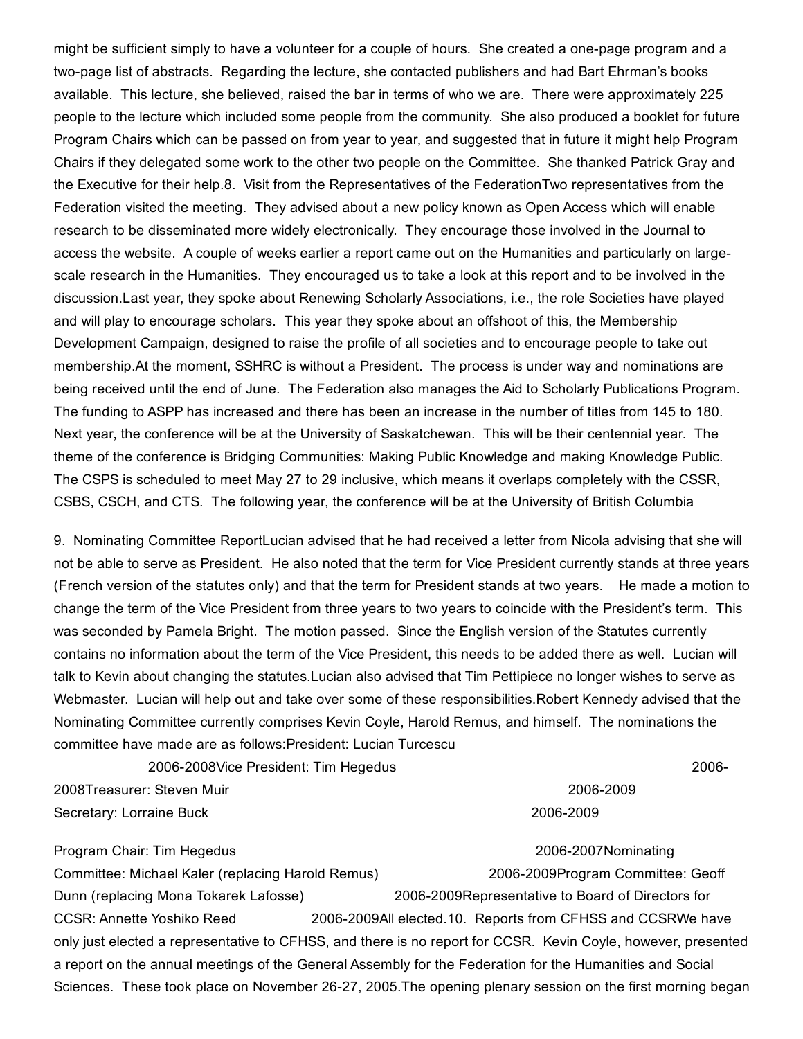might be sufficient simply to have a volunteer for a couple of hours. She created a one-page program and a two-page list of abstracts. Regarding the lecture, she contacted publishers and had Bart Ehrman's books available. This lecture, she believed, raised the bar in terms of who we are. There were approximately 225 people to the lecture which included some people from the community. She also produced a booklet for future Program Chairs which can be passed on from year to year, and suggested that in future it might help Program Chairs if they delegated some work to the other two people on the Committee. She thanked Patrick Gray and the Executive for their help.

8. Visit from the Representatives of the Federation

Two representatives from the Federation visited the meeting. They advised about a new policy known as Open Access which will enable research to be disseminated more widely electronically. They encourage those involved in the Journal to access the website. A couple of weeks earlier a report came out on the Humanities and particularly on large-scale research in the Humanities. They encouraged us to take a look at this report and to be involved in the discussion.

Last year, they spoke about Renewing Scholarly Associations, i.e., the role Societies have played and will play to encourage scholars. This year they spoke about an offshoot of this, the Membership Development Campaign, designed to raise the profile of all societies and to encourage people to take out membership.

At the moment, SSHRC is without a President. The process is under way and nominations are being received until the end of June. The Federation also manages the Aid to Scholarly Publications Program. The funding to ASPP has increased and there has been an increase in the number of titles from 145 to 180. Next year, the conference will be at the University of Saskatchewan. This will be their centennial year. The theme of the conference is Bridging Communities: Making Public Knowledge and making Knowledge Public. The CSPS is scheduled to meet May 27 to 29 inclusive, which means it overlaps completely with the CSSR, CSBS, CSCH, and CTS. The following year, the conference will be at the University of British Columbia

9. Nominating Committee Report

Lucian advised that he had received a letter from Nicola advising that she will not be able to serve as President. He also noted that the term for Vice President currently stands at three years (French version of the statutes only) and that the term for President stands at two years. He made a motion to change the term of the Vice President from three years to two years to coincide with the President's term. This was seconded by Pamela Bright. The motion passed. Since the English version of the Statutes currently contains no information about the term of the Vice President, this needs to be added there as well. Lucian will talk to Kevin about changing the statutes.

Lucian also advised that Tim Pettipiece no longer wishes to serve as Webmaster. Lucian will help out and take over some of these responsibilities.

Robert Kennedy advised that the Nominating Committee currently comprises Kevin Coyle, Harold Remus, and himself. The nominations the committee have made are as follows:

President: Lucian Turcescu 2006-2008
Vice President: Tim Hegedus 2006-2008
Treasurer: Steven Muir 2006-2009
Secretary: Lorraine Buck 2006-2009
Program Chair: Tim Hegedus 2006-2007
Nominating Committee: Michael Kaler (replacing Harold Remus) 2006-2009
Program Committee: Geoff Dunn (replacing Mona Tokarek Lafosse) 2006-2009
Representative to Board of Directors for CCSR: Annette Yoshiko Reed 2006-2009

All elected.

10. Reports from CFHSS and CCSR

We have only just elected a representative to CFHSS, and there is no report for CCSR. Kevin Coyle, however, presented a report on the annual meetings of the General Assembly for the Federation for the Humanities and Social Sciences. These took place on November 26-27, 2005.

The opening plenary session on the first morning began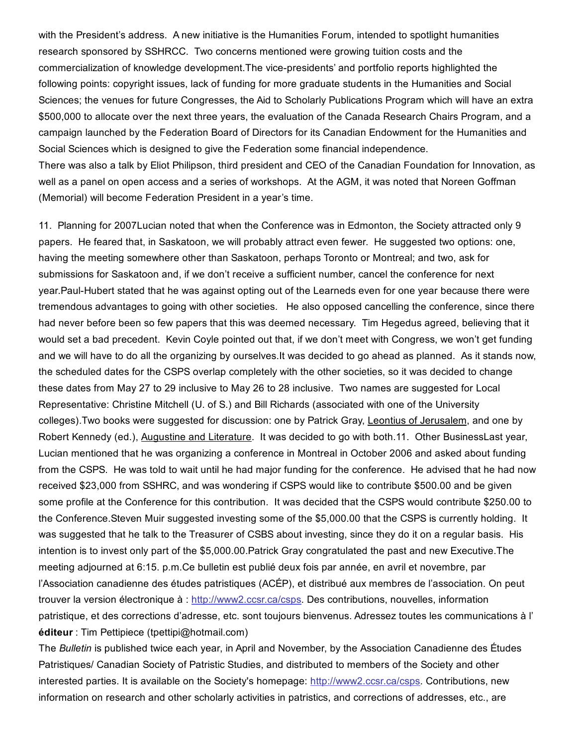with the President's address. A new initiative is the Humanities Forum, intended to spotlight humanities research sponsored by SSHRCC. Two concerns mentioned were growing tuition costs and the commercialization of knowledge development.The vice-presidents' and portfolio reports highlighted the following points: copyright issues, lack of funding for more graduate students in the Humanities and Social Sciences; the venues for future Congresses, the Aid to Scholarly Publications Program which will have an extra $500,000 to allocate over the next three years, the evaluation of the Canada Research Chairs Program, and a campaign launched by the Federation Board of Directors for its Canadian Endowment for the Humanities and Social Sciences which is designed to give the Federation some financial independence.
There was also a talk by Eliot Philipson, third president and CEO of the Canadian Foundation for Innovation, as well as a panel on open access and a series of workshops. At the AGM, it was noted that Noreen Goffman (Memorial) will become Federation President in a year's time.

11. Planning for 2007Lucian noted that when the Conference was in Edmonton, the Society attracted only 9 papers. He feared that, in Saskatoon, we will probably attract even fewer. He suggested two options: one, having the meeting somewhere other than Saskatoon, perhaps Toronto or Montreal; and two, ask for submissions for Saskatoon and, if we don't receive a sufficient number, cancel the conference for next year.Paul-Hubert stated that he was against opting out of the Learneds even for one year because there were tremendous advantages to going with other societies. He also opposed cancelling the conference, since there had never before been so few papers that this was deemed necessary. Tim Hegedus agreed, believing that it would set a bad precedent. Kevin Coyle pointed out that, if we don't meet with Congress, we won't get funding and we will have to do all the organizing by ourselves.It was decided to go ahead as planned. As it stands now, the scheduled dates for the CSPS overlap completely with the other societies, so it was decided to change these dates from May 27 to 29 inclusive to May 26 to 28 inclusive. Two names are suggested for Local Representative: Christine Mitchell (U. of S.) and Bill Richards (associated with one of the University colleges).Two books were suggested for discussion: one by Patrick Gray, Leontius of Jerusalem, and one by Robert Kennedy (ed.), Augustine and Literature. It was decided to go with both.11. Other BusinessLast year, Lucian mentioned that he was organizing a conference in Montreal in October 2006 and asked about funding from the CSPS. He was told to wait until he had major funding for the conference. He advised that he had now received $23,000 from SSHRC, and was wondering if CSPS would like to contribute $500.00 and be given some profile at the Conference for this contribution. It was decided that the CSPS would contribute $250.00 to the Conference.Steven Muir suggested investing some of the $5,000.00 that the CSPS is currently holding. It was suggested that he talk to the Treasurer of CSBS about investing, since they do it on a regular basis. His intention is to invest only part of the $5,000.00.Patrick Gray congratulated the past and new Executive.The meeting adjourned at 6:15. p.m.Ce bulletin est publié deux fois par année, en avril et novembre, par l'Association canadienne des études patristiques (ACÉP), et distribué aux membres de l'association. On peut trouver la version électronique à : http://www2.ccsr.ca/csps. Des contributions, nouvelles, information patristique, et des corrections d'adresse, etc. sont toujours bienvenus. Adressez toutes les communications à l' **éditeur** : Tim Pettipiece (tpettipi@hotmail.com)
The *Bulletin* is published twice each year, in April and November, by the Association Canadienne des Études Patristiques/ Canadian Society of Patristic Studies, and distributed to members of the Society and other interested parties. It is available on the Society's homepage: http://www2.ccsr.ca/csps. Contributions, new information on research and other scholarly activities in patristics, and corrections of addresses, etc., are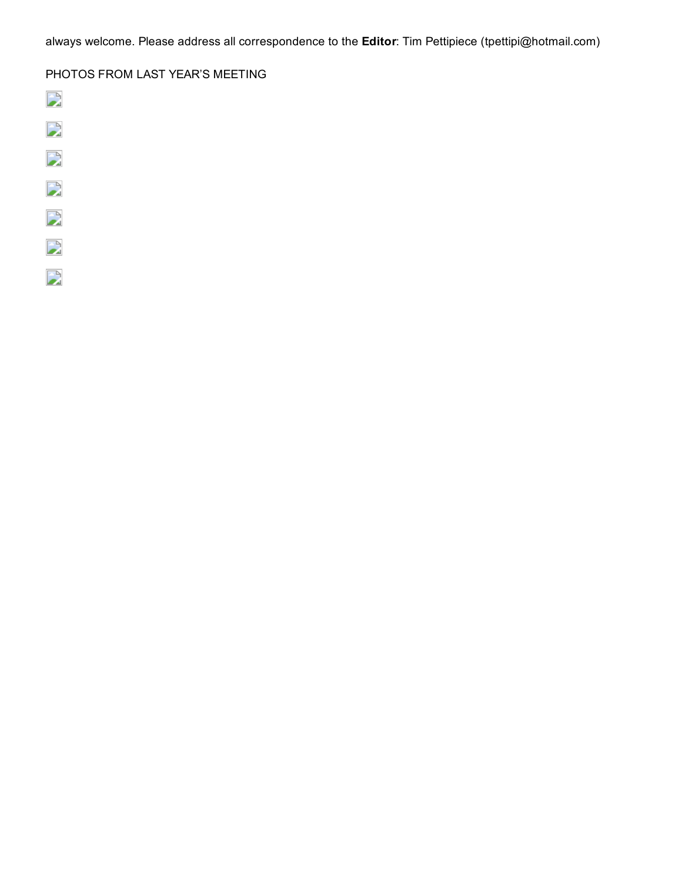always welcome. Please address all correspondence to the **Editor**: Tim Pettipiece (tpettipi@hotmail.com)

PHOTOS FROM LAST YEAR'S MEETING